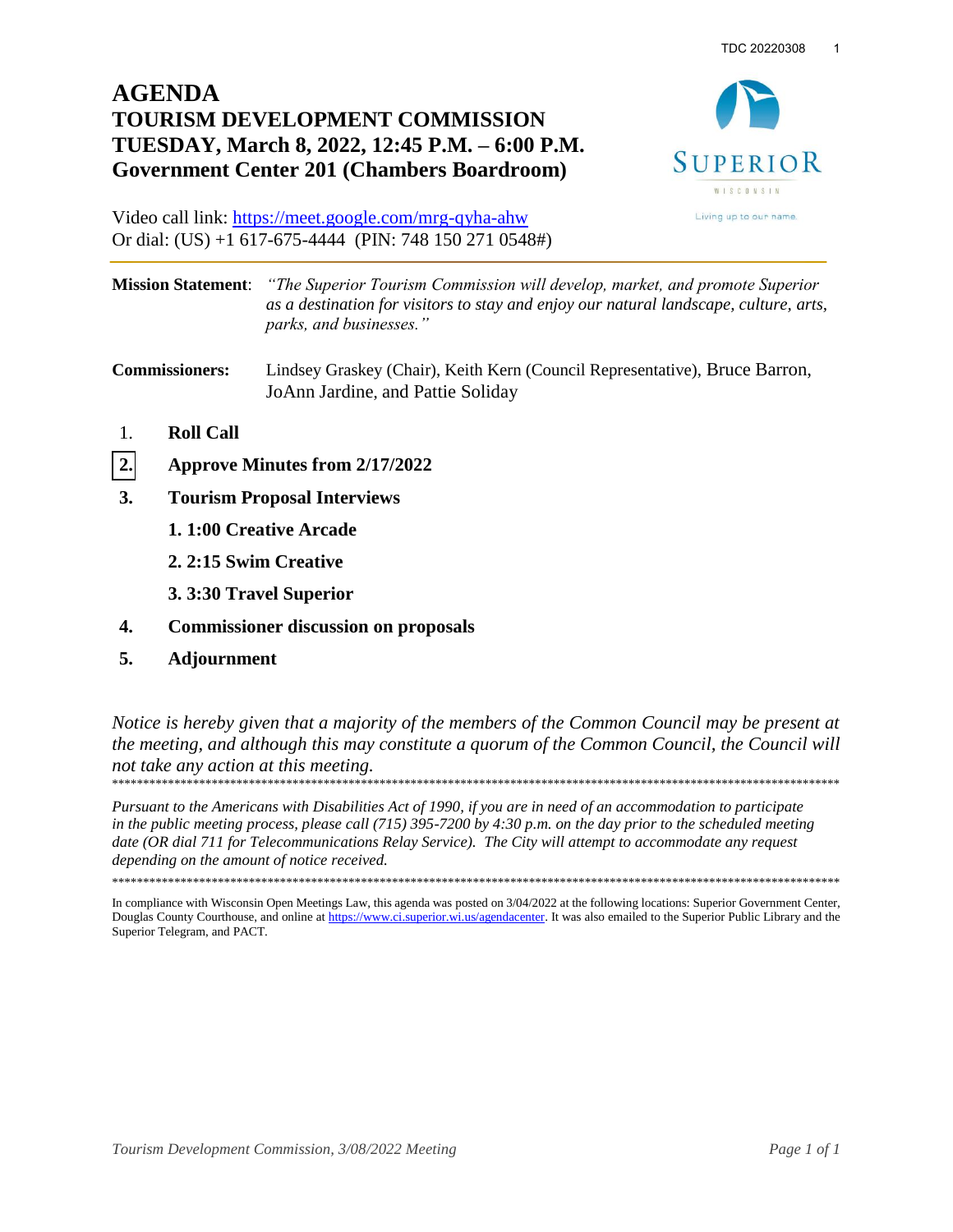# AGENDA
## TOURISM DEVELOPMENT COMMISSION
## TUESDAY, March 8, 2022, 12:45 P.M. – 6:00 P.M.
## Government Center 201 (Chambers Boardroom)

SUPERIOR WISCONSIN
Living up to our name.

Video call link: https://meet.google.com/mrg-qyha-ahw
Or dial: (US) +1 617-675-4444 (PIN: 748 150 271 0548#)

---

**Mission Statement**: *"The Superior Tourism Commission will develop, market, and promote Superior as a destination for visitors to stay and enjoy our natural landscape, culture, arts, parks, and businesses."*

**Commissioners:** Lindsey Graskey (Chair), Keith Kern (Council Representative), Bruce Barron, JoAnn Jardine, and Pattie Soliday

1. **Roll Call**
2. **Approve Minutes from 2/17/2022**
3. **Tourism Proposal Interviews**
   1. **1:00 Creative Arcade**
   2. **2:15 Swim Creative**
   3. **3:30 Travel Superior**
4. **Commissioner discussion on proposals**
5. **Adjournment**

*Notice is hereby given that a majority of the members of the Common Council may be present at the meeting, and although this may constitute a quorum of the Common Council, the Council will not take any action at this meeting.*

*****************************************************************************************************************

*Pursuant to the Americans with Disabilities Act of 1990, if you are in need of an accommodation to participate in the public meeting process, please call (715) 395-7200 by 4:30 p.m. on the day prior to the scheduled meeting date (OR dial 711 for Telecommunications Relay Service). The City will attempt to accommodate any request depending on the amount of notice received.*

*****************************************************************************************************************

In compliance with Wisconsin Open Meetings Law, this agenda was posted on 3/04/2022 at the following locations: Superior Government Center, Douglas County Courthouse, and online at https://www.ci.superior.wi.us/agendacenter. It was also emailed to the Superior Public Library and the Superior Telegram, and PACT.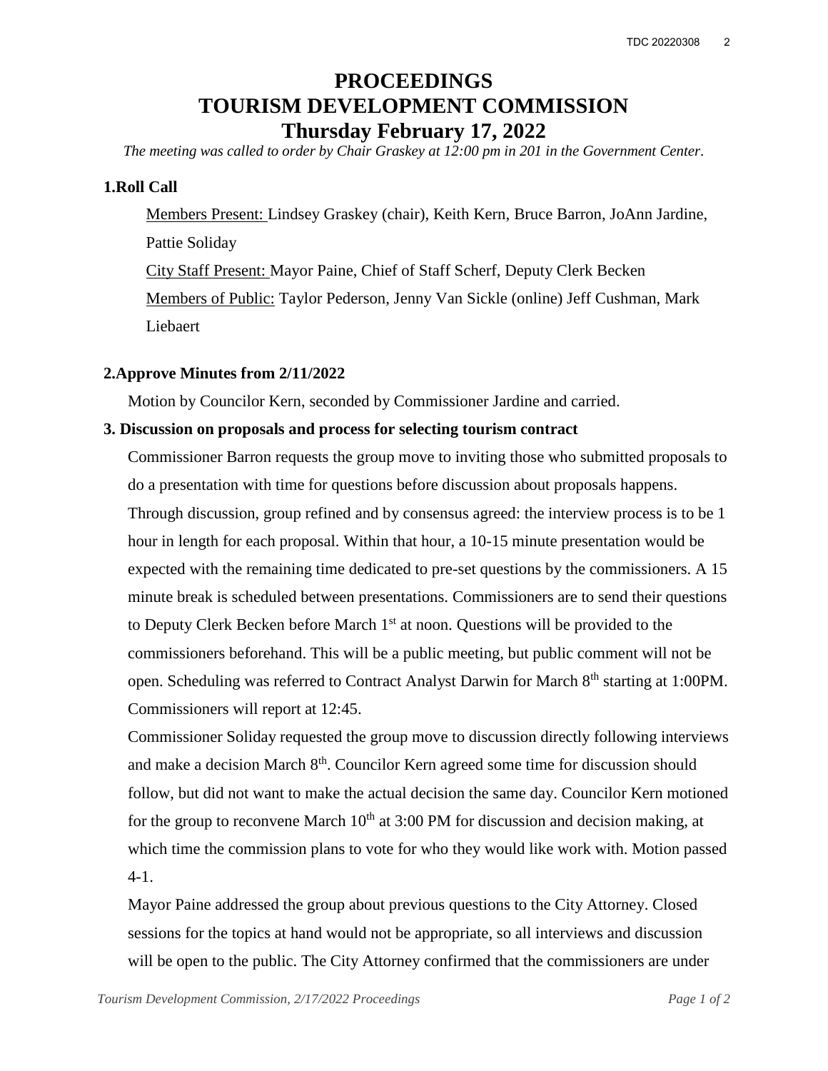# PROCEEDINGS
# TOURISM DEVELOPMENT COMMISSION
# Thursday February 17, 2022

*The meeting was called to order by Chair Graskey at 12:00 pm in 201 in the Government Center.*

**1.Roll Call**

Members Present: Lindsey Graskey (chair), Keith Kern, Bruce Barron, JoAnn Jardine, Pattie Soliday

City Staff Present: Mayor Paine, Chief of Staff Scherf, Deputy Clerk Becken

Members of Public: Taylor Pederson, Jenny Van Sickle (online) Jeff Cushman, Mark Liebaert

**2.Approve Minutes from 2/11/2022**

Motion by Councilor Kern, seconded by Commissioner Jardine and carried.

**3. Discussion on proposals and process for selecting tourism contract**

Commissioner Barron requests the group move to inviting those who submitted proposals to do a presentation with time for questions before discussion about proposals happens. Through discussion, group refined and by consensus agreed: the interview process is to be 1 hour in length for each proposal. Within that hour, a 10-15 minute presentation would be expected with the remaining time dedicated to pre-set questions by the commissioners. A 15 minute break is scheduled between presentations. Commissioners are to send their questions to Deputy Clerk Becken before March 1st at noon. Questions will be provided to the commissioners beforehand. This will be a public meeting, but public comment will not be open. Scheduling was referred to Contract Analyst Darwin for March 8th starting at 1:00PM. Commissioners will report at 12:45.

Commissioner Soliday requested the group move to discussion directly following interviews and make a decision March 8th. Councilor Kern agreed some time for discussion should follow, but did not want to make the actual decision the same day. Councilor Kern motioned for the group to reconvene March 10th at 3:00 PM for discussion and decision making, at which time the commission plans to vote for who they would like work with. Motion passed 4-1.

Mayor Paine addressed the group about previous questions to the City Attorney. Closed sessions for the topics at hand would not be appropriate, so all interviews and discussion will be open to the public. The City Attorney confirmed that the commissioners are under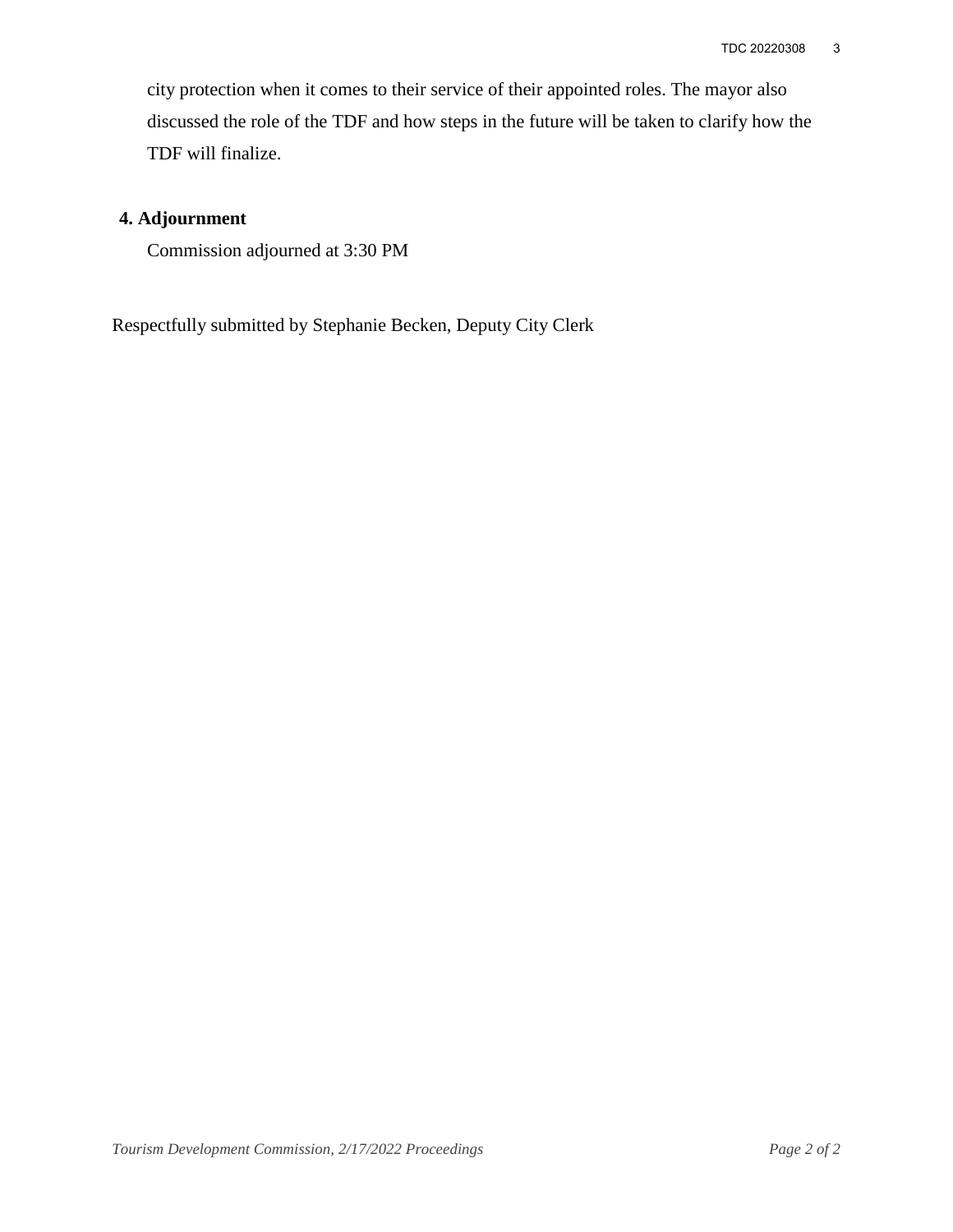city protection when it comes to their service of their appointed roles. The mayor also discussed the role of the TDF and how steps in the future will be taken to clarify how the TDF will finalize.

**4. Adjournment**

Commission adjourned at 3:30 PM

Respectfully submitted by Stephanie Becken, Deputy City Clerk